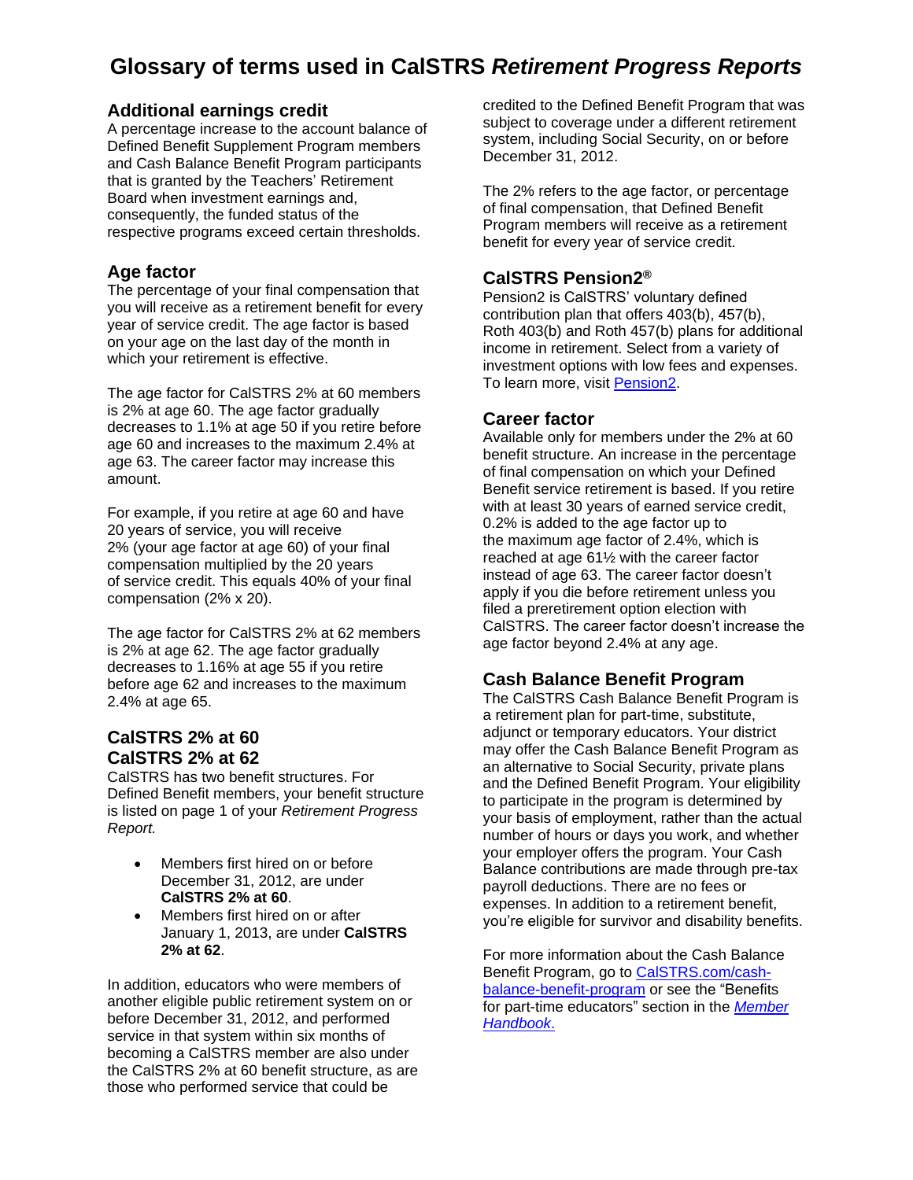# Glossary of terms used in CalSTRS *Retirement Progress Reports*

## Additional earnings credit

A percentage increase to the account balance of Defined Benefit Supplement Program members and Cash Balance Benefit Program participants that is granted by the Teachers' Retirement Board when investment earnings and, consequently, the funded status of the respective programs exceed certain thresholds.

## Age factor

The percentage of your final compensation that you will receive as a retirement benefit for every year of service credit. The age factor is based on your age on the last day of the month in which your retirement is effective.

The age factor for CalSTRS 2% at 60 members is 2% at age 60. The age factor gradually decreases to 1.1% at age 50 if you retire before age 60 and increases to the maximum 2.4% at age 63. The career factor may increase this amount.

For example, if you retire at age 60 and have 20 years of service, you will receive 2% (your age factor at age 60) of your final compensation multiplied by the 20 years of service credit. This equals 40% of your final compensation (2% x 20).

The age factor for CalSTRS 2% at 62 members is 2% at age 62. The age factor gradually decreases to 1.16% at age 55 if you retire before age 62 and increases to the maximum 2.4% at age 65.

## CalSTRS 2% at 60
## CalSTRS 2% at 62

CalSTRS has two benefit structures. For Defined Benefit members, your benefit structure is listed on page 1 of your *Retirement Progress Report.*

- Members first hired on or before December 31, 2012, are under **CalSTRS 2% at 60**.
- Members first hired on or after January 1, 2013, are under **CalSTRS 2% at 62**.

In addition, educators who were members of another eligible public retirement system on or before December 31, 2012, and performed service in that system within six months of becoming a CalSTRS member are also under the CalSTRS 2% at 60 benefit structure, as are those who performed service that could be credited to the Defined Benefit Program that was subject to coverage under a different retirement system, including Social Security, on or before December 31, 2012.

The 2% refers to the age factor, or percentage of final compensation, that Defined Benefit Program members will receive as a retirement benefit for every year of service credit.

## CalSTRS Pension2®

Pension2 is CalSTRS' voluntary defined contribution plan that offers 403(b), 457(b), Roth 403(b) and Roth 457(b) plans for additional income in retirement. Select from a variety of investment options with low fees and expenses. To learn more, visit Pension2.

## Career factor

Available only for members under the 2% at 60 benefit structure. An increase in the percentage of final compensation on which your Defined Benefit service retirement is based. If you retire with at least 30 years of earned service credit, 0.2% is added to the age factor up to the maximum age factor of 2.4%, which is reached at age 61½ with the career factor instead of age 63. The career factor doesn't apply if you die before retirement unless you filed a preretirement option election with CalSTRS. The career factor doesn't increase the age factor beyond 2.4% at any age.

## Cash Balance Benefit Program

The CalSTRS Cash Balance Benefit Program is a retirement plan for part-time, substitute, adjunct or temporary educators. Your district may offer the Cash Balance Benefit Program as an alternative to Social Security, private plans and the Defined Benefit Program. Your eligibility to participate in the program is determined by your basis of employment, rather than the actual number of hours or days you work, and whether your employer offers the program. Your Cash Balance contributions are made through pre-tax payroll deductions. There are no fees or expenses. In addition to a retirement benefit, you're eligible for survivor and disability benefits.

For more information about the Cash Balance Benefit Program, go to CalSTRS.com/cash-balance-benefit-program or see the "Benefits for part-time educators" section in the *Member Handbook*.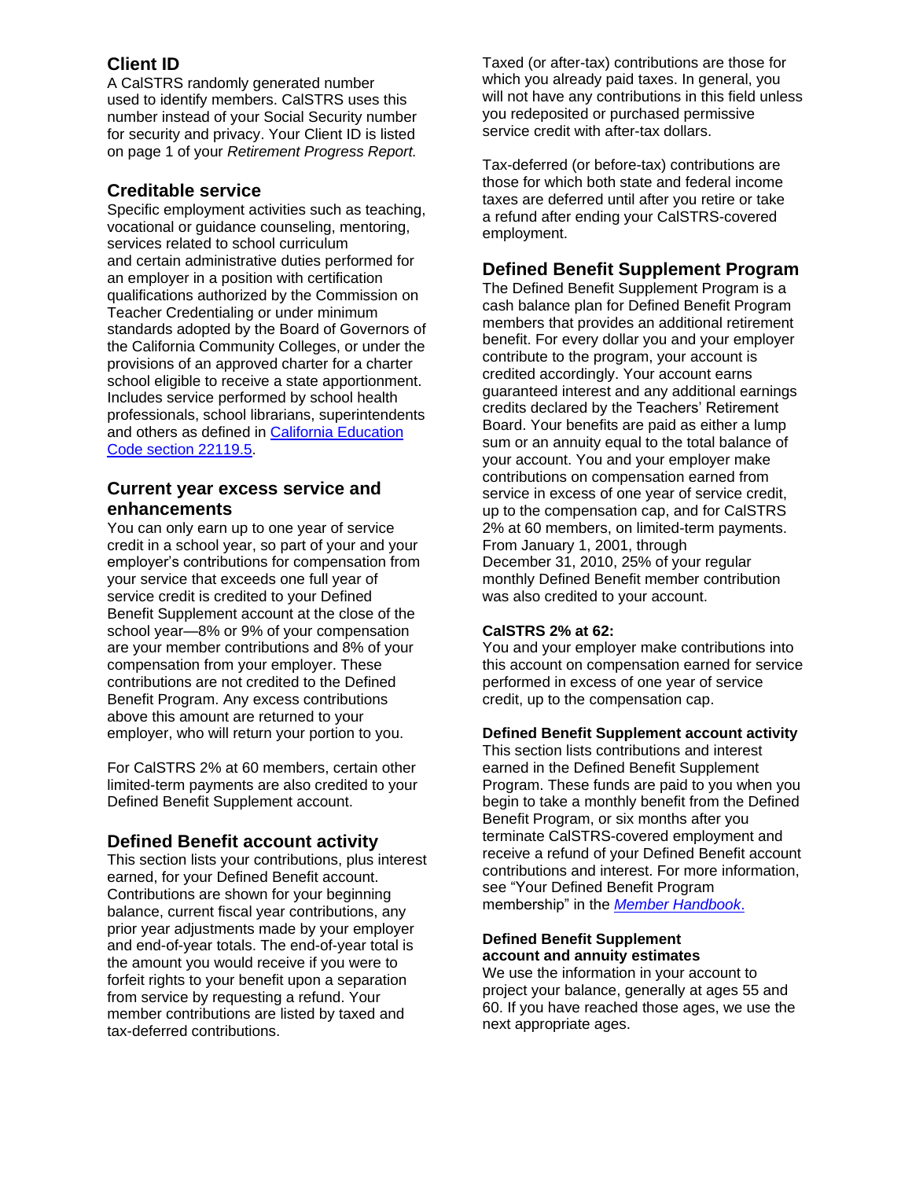## Client ID

A CalSTRS randomly generated number used to identify members. CalSTRS uses this number instead of your Social Security number for security and privacy. Your Client ID is listed on page 1 of your *Retirement Progress Report.*

## Creditable service

Specific employment activities such as teaching, vocational or guidance counseling, mentoring, services related to school curriculum and certain administrative duties performed for an employer in a position with certification qualifications authorized by the Commission on Teacher Credentialing or under minimum standards adopted by the Board of Governors of the California Community Colleges, or under the provisions of an approved charter for a charter school eligible to receive a state apportionment. Includes service performed by school health professionals, school librarians, superintendents and others as defined in California Education Code section 22119.5.

## Current year excess service and enhancements

You can only earn up to one year of service credit in a school year, so part of your and your employer's contributions for compensation from your service that exceeds one full year of service credit is credited to your Defined Benefit Supplement account at the close of the school year—8% or 9% of your compensation are your member contributions and 8% of your compensation from your employer. These contributions are not credited to the Defined Benefit Program. Any excess contributions above this amount are returned to your employer, who will return your portion to you.

For CalSTRS 2% at 60 members, certain other limited-term payments are also credited to your Defined Benefit Supplement account.

## Defined Benefit account activity

This section lists your contributions, plus interest earned, for your Defined Benefit account. Contributions are shown for your beginning balance, current fiscal year contributions, any prior year adjustments made by your employer and end-of-year totals. The end-of-year total is the amount you would receive if you were to forfeit rights to your benefit upon a separation from service by requesting a refund. Your member contributions are listed by taxed and tax-deferred contributions.

Taxed (or after-tax) contributions are those for which you already paid taxes. In general, you will not have any contributions in this field unless you redeposited or purchased permissive service credit with after-tax dollars.

Tax-deferred (or before-tax) contributions are those for which both state and federal income taxes are deferred until after you retire or take a refund after ending your CalSTRS-covered employment.

## Defined Benefit Supplement Program

The Defined Benefit Supplement Program is a cash balance plan for Defined Benefit Program members that provides an additional retirement benefit. For every dollar you and your employer contribute to the program, your account is credited accordingly. Your account earns guaranteed interest and any additional earnings credits declared by the Teachers' Retirement Board. Your benefits are paid as either a lump sum or an annuity equal to the total balance of your account. You and your employer make contributions on compensation earned from service in excess of one year of service credit, up to the compensation cap, and for CalSTRS 2% at 60 members, on limited-term payments. From January 1, 2001, through December 31, 2010, 25% of your regular monthly Defined Benefit member contribution was also credited to your account.

**CalSTRS 2% at 62:**

You and your employer make contributions into this account on compensation earned for service performed in excess of one year of service credit, up to the compensation cap.

**Defined Benefit Supplement account activity**

This section lists contributions and interest earned in the Defined Benefit Supplement Program. These funds are paid to you when you begin to take a monthly benefit from the Defined Benefit Program, or six months after you terminate CalSTRS-covered employment and receive a refund of your Defined Benefit account contributions and interest. For more information, see "Your Defined Benefit Program membership" in the *Member Handbook*.

**Defined Benefit Supplement account and annuity estimates**

We use the information in your account to project your balance, generally at ages 55 and 60. If you have reached those ages, we use the next appropriate ages.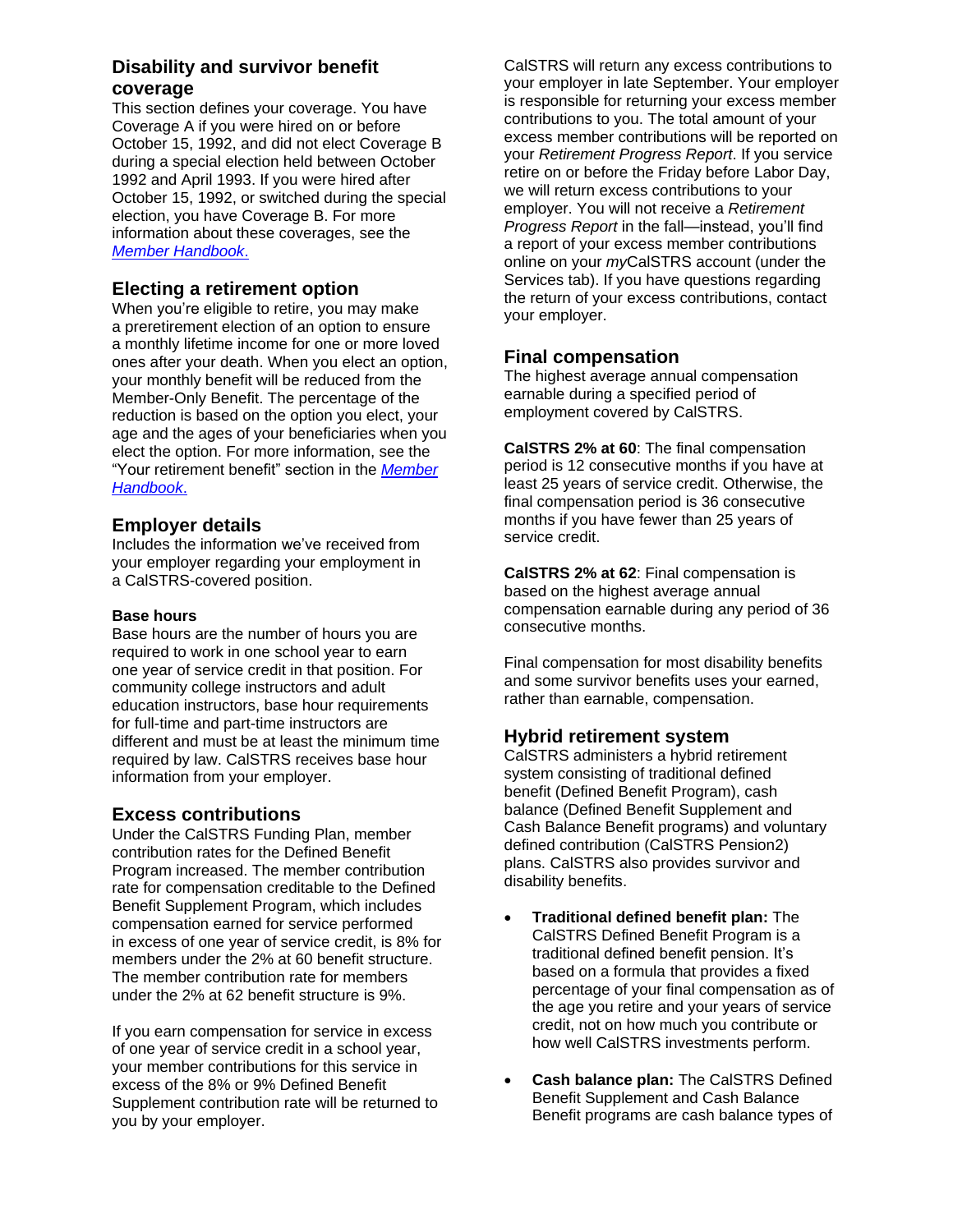## Disability and survivor benefit coverage

This section defines your coverage. You have Coverage A if you were hired on or before October 15, 1992, and did not elect Coverage B during a special election held between October 1992 and April 1993. If you were hired after October 15, 1992, or switched during the special election, you have Coverage B. For more information about these coverages, see the *Member Handbook*.

## Electing a retirement option

When you're eligible to retire, you may make a preretirement election of an option to ensure a monthly lifetime income for one or more loved ones after your death. When you elect an option, your monthly benefit will be reduced from the Member-Only Benefit. The percentage of the reduction is based on the option you elect, your age and the ages of your beneficiaries when you elect the option. For more information, see the "Your retirement benefit" section in the *Member Handbook*.

## Employer details

Includes the information we've received from your employer regarding your employment in a CalSTRS-covered position.

### Base hours

Base hours are the number of hours you are required to work in one school year to earn one year of service credit in that position. For community college instructors and adult education instructors, base hour requirements for full-time and part-time instructors are different and must be at least the minimum time required by law. CalSTRS receives base hour information from your employer.

## Excess contributions

Under the CalSTRS Funding Plan, member contribution rates for the Defined Benefit Program increased. The member contribution rate for compensation creditable to the Defined Benefit Supplement Program, which includes compensation earned for service performed in excess of one year of service credit, is 8% for members under the 2% at 60 benefit structure. The member contribution rate for members under the 2% at 62 benefit structure is 9%.

If you earn compensation for service in excess of one year of service credit in a school year, your member contributions for this service in excess of the 8% or 9% Defined Benefit Supplement contribution rate will be returned to you by your employer.

CalSTRS will return any excess contributions to your employer in late September. Your employer is responsible for returning your excess member contributions to you. The total amount of your excess member contributions will be reported on your *Retirement Progress Report*. If you service retire on or before the Friday before Labor Day, we will return excess contributions to your employer. You will not receive a *Retirement Progress Report* in the fall—instead, you'll find a report of your excess member contributions online on your *my*CalSTRS account (under the Services tab). If you have questions regarding the return of your excess contributions, contact your employer.

## Final compensation

The highest average annual compensation earnable during a specified period of employment covered by CalSTRS.

**CalSTRS 2% at 60**: The final compensation period is 12 consecutive months if you have at least 25 years of service credit. Otherwise, the final compensation period is 36 consecutive months if you have fewer than 25 years of service credit.

**CalSTRS 2% at 62**: Final compensation is based on the highest average annual compensation earnable during any period of 36 consecutive months.

Final compensation for most disability benefits and some survivor benefits uses your earned, rather than earnable, compensation.

## Hybrid retirement system

CalSTRS administers a hybrid retirement system consisting of traditional defined benefit (Defined Benefit Program), cash balance (Defined Benefit Supplement and Cash Balance Benefit programs) and voluntary defined contribution (CalSTRS Pension2) plans. CalSTRS also provides survivor and disability benefits.

- **Traditional defined benefit plan:** The CalSTRS Defined Benefit Program is a traditional defined benefit pension. It's based on a formula that provides a fixed percentage of your final compensation as of the age you retire and your years of service credit, not on how much you contribute or how well CalSTRS investments perform.
- **Cash balance plan:** The CalSTRS Defined Benefit Supplement and Cash Balance Benefit programs are cash balance types of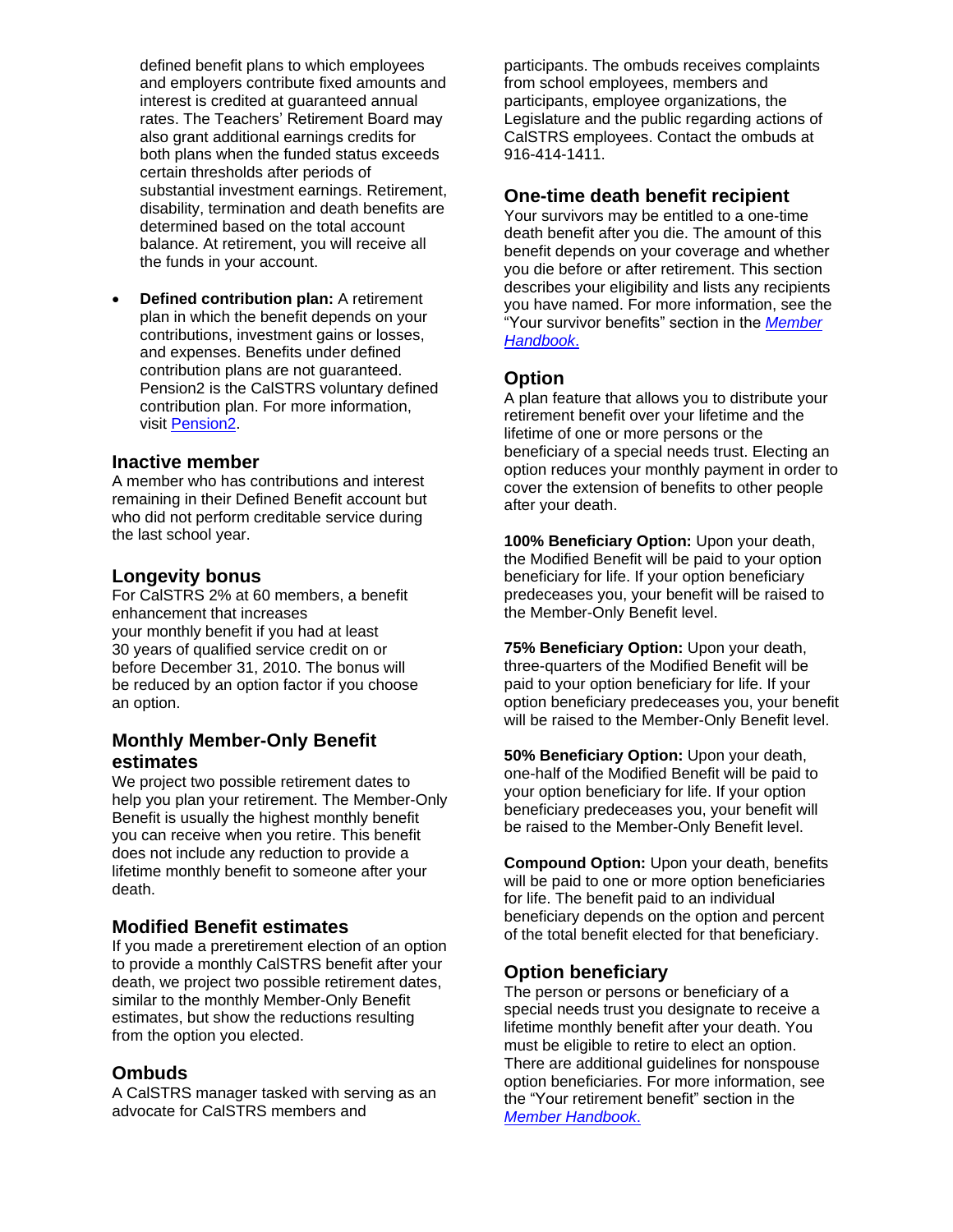defined benefit plans to which employees and employers contribute fixed amounts and interest is credited at guaranteed annual rates. The Teachers' Retirement Board may also grant additional earnings credits for both plans when the funded status exceeds certain thresholds after periods of substantial investment earnings. Retirement, disability, termination and death benefits are determined based on the total account balance. At retirement, you will receive all the funds in your account.

- **Defined contribution plan:** A retirement plan in which the benefit depends on your contributions, investment gains or losses, and expenses. Benefits under defined contribution plans are not guaranteed. Pension2 is the CalSTRS voluntary defined contribution plan. For more information, visit Pension2.

## Inactive member

A member who has contributions and interest remaining in their Defined Benefit account but who did not perform creditable service during the last school year.

## Longevity bonus

For CalSTRS 2% at 60 members, a benefit enhancement that increases your monthly benefit if you had at least 30 years of qualified service credit on or before December 31, 2010. The bonus will be reduced by an option factor if you choose an option.

## Monthly Member-Only Benefit estimates

We project two possible retirement dates to help you plan your retirement. The Member-Only Benefit is usually the highest monthly benefit you can receive when you retire. This benefit does not include any reduction to provide a lifetime monthly benefit to someone after your death.

## Modified Benefit estimates

If you made a preretirement election of an option to provide a monthly CalSTRS benefit after your death, we project two possible retirement dates, similar to the monthly Member-Only Benefit estimates, but show the reductions resulting from the option you elected.

## Ombuds

A CalSTRS manager tasked with serving as an advocate for CalSTRS members and participants. The ombuds receives complaints from school employees, members and participants, employee organizations, the Legislature and the public regarding actions of CalSTRS employees. Contact the ombuds at 916-414-1411.

## One-time death benefit recipient

Your survivors may be entitled to a one-time death benefit after you die. The amount of this benefit depends on your coverage and whether you die before or after retirement. This section describes your eligibility and lists any recipients you have named. For more information, see the "Your survivor benefits" section in the *Member Handbook*.

## Option

A plan feature that allows you to distribute your retirement benefit over your lifetime and the lifetime of one or more persons or the beneficiary of a special needs trust. Electing an option reduces your monthly payment in order to cover the extension of benefits to other people after your death.

**100% Beneficiary Option:** Upon your death, the Modified Benefit will be paid to your option beneficiary for life. If your option beneficiary predeceases you, your benefit will be raised to the Member-Only Benefit level.

**75% Beneficiary Option:** Upon your death, three-quarters of the Modified Benefit will be paid to your option beneficiary for life. If your option beneficiary predeceases you, your benefit will be raised to the Member-Only Benefit level.

**50% Beneficiary Option:** Upon your death, one-half of the Modified Benefit will be paid to your option beneficiary for life. If your option beneficiary predeceases you, your benefit will be raised to the Member-Only Benefit level.

**Compound Option:** Upon your death, benefits will be paid to one or more option beneficiaries for life. The benefit paid to an individual beneficiary depends on the option and percent of the total benefit elected for that beneficiary.

## Option beneficiary

The person or persons or beneficiary of a special needs trust you designate to receive a lifetime monthly benefit after your death. You must be eligible to retire to elect an option. There are additional guidelines for nonspouse option beneficiaries. For more information, see the "Your retirement benefit" section in the *Member Handbook*.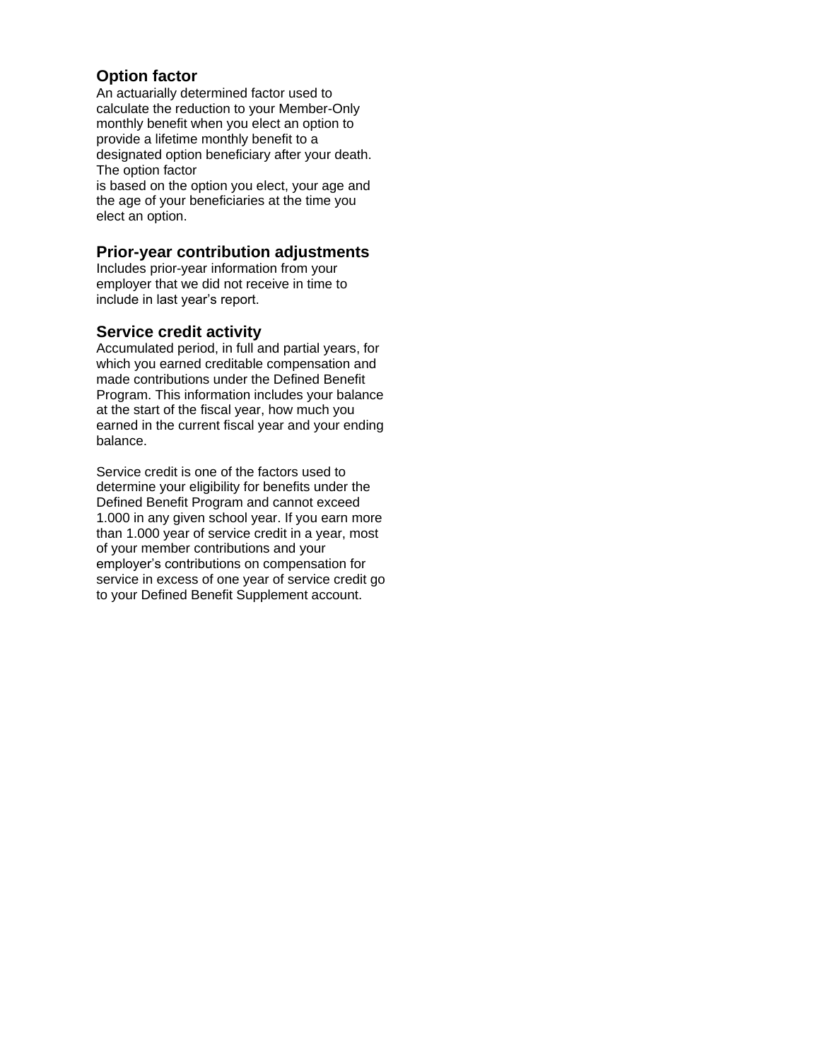## Option factor

An actuarially determined factor used to calculate the reduction to your Member-Only monthly benefit when you elect an option to provide a lifetime monthly benefit to a designated option beneficiary after your death. The option factor is based on the option you elect, your age and the age of your beneficiaries at the time you elect an option.

## Prior-year contribution adjustments

Includes prior-year information from your employer that we did not receive in time to include in last year's report.

## Service credit activity

Accumulated period, in full and partial years, for which you earned creditable compensation and made contributions under the Defined Benefit Program. This information includes your balance at the start of the fiscal year, how much you earned in the current fiscal year and your ending balance.

Service credit is one of the factors used to determine your eligibility for benefits under the Defined Benefit Program and cannot exceed 1.000 in any given school year. If you earn more than 1.000 year of service credit in a year, most of your member contributions and your employer's contributions on compensation for service in excess of one year of service credit go to your Defined Benefit Supplement account.